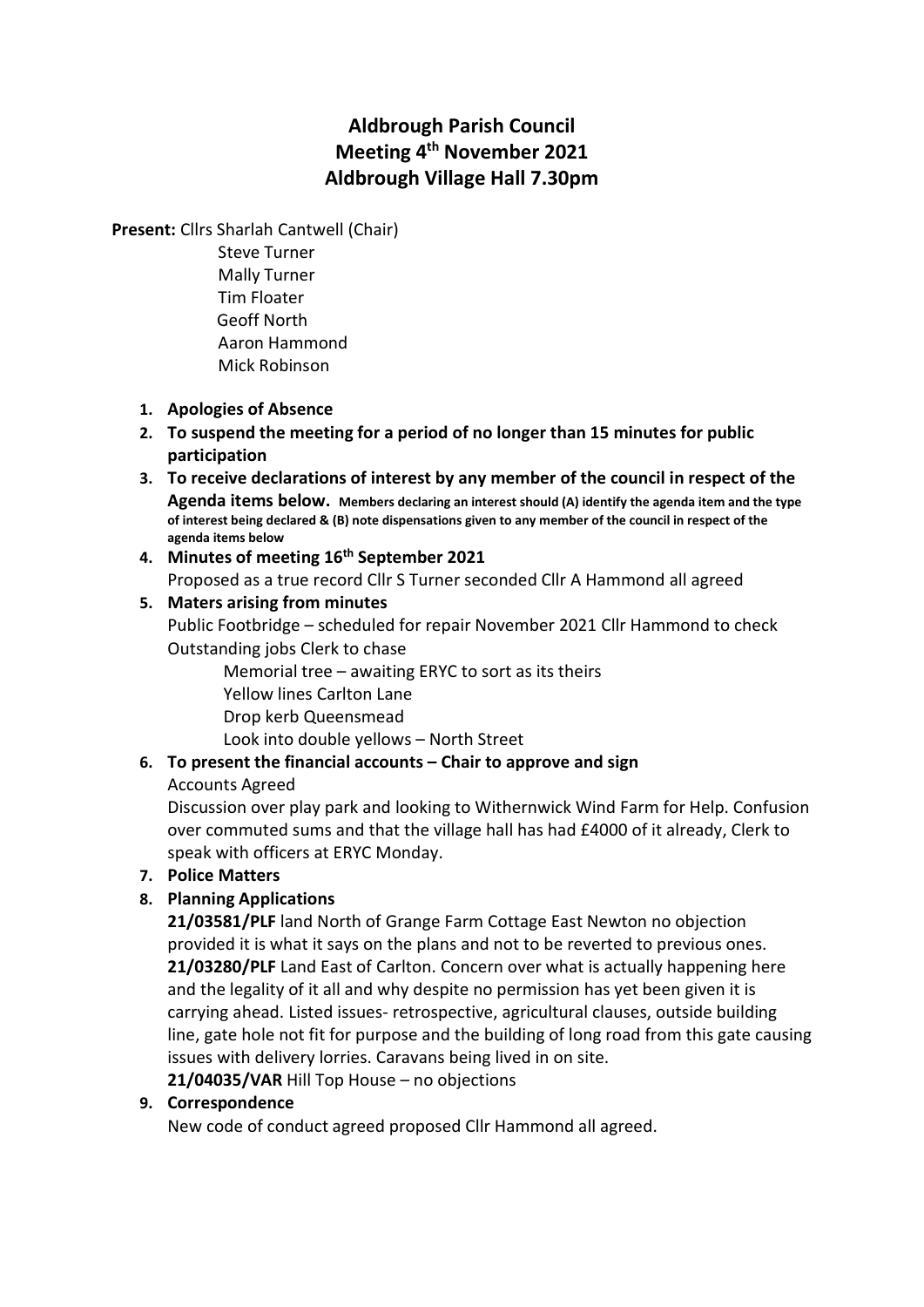# Aldbrough Parish Council
# Meeting 4th November 2021
# Aldbrough Village Hall 7.30pm

**Present:** Cllrs Sharlah Cantwell (Chair)
Steve Turner
Mally Turner
Tim Floater
Geoff North
Aaron Hammond
Mick Robinson

1. **Apologies of Absence**
2. **To suspend the meeting for a period of no longer than 15 minutes for public participation**
3. **To receive declarations of interest by any member of the council in respect of the Agenda items below.** **Members declaring an interest should (A) identify the agenda item and the type of interest being declared & (B) note dispensations given to any member of the council in respect of the agenda items below**
4. **Minutes of meeting 16th September 2021**
   Proposed as a true record Cllr S Turner seconded Cllr A Hammond all agreed
5. **Maters arising from minutes**
   Public Footbridge – scheduled for repair November 2021 Cllr Hammond to check
   Outstanding jobs Clerk to chase
   - Memorial tree – awaiting ERYC to sort as its theirs
   - Yellow lines Carlton Lane
   - Drop kerb Queensmead
   - Look into double yellows – North Street
6. **To present the financial accounts – Chair to approve and sign**
   Accounts Agreed
   Discussion over play park and looking to Withernwick Wind Farm for Help. Confusion over commuted sums and that the village hall has had £4000 of it already, Clerk to speak with officers at ERYC Monday.
7. **Police Matters**
8. **Planning Applications**
   **21/03581/PLF** land North of Grange Farm Cottage East Newton no objection provided it is what it says on the plans and not to be reverted to previous ones.
   **21/03280/PLF** Land East of Carlton. Concern over what is actually happening here and the legality of it all and why despite no permission has yet been given it is carrying ahead. Listed issues- retrospective, agricultural clauses, outside building line, gate hole not fit for purpose and the building of long road from this gate causing issues with delivery lorries. Caravans being lived in on site.
   **21/04035/VAR** Hill Top House – no objections
9. **Correspondence**
   New code of conduct agreed proposed Cllr Hammond all agreed.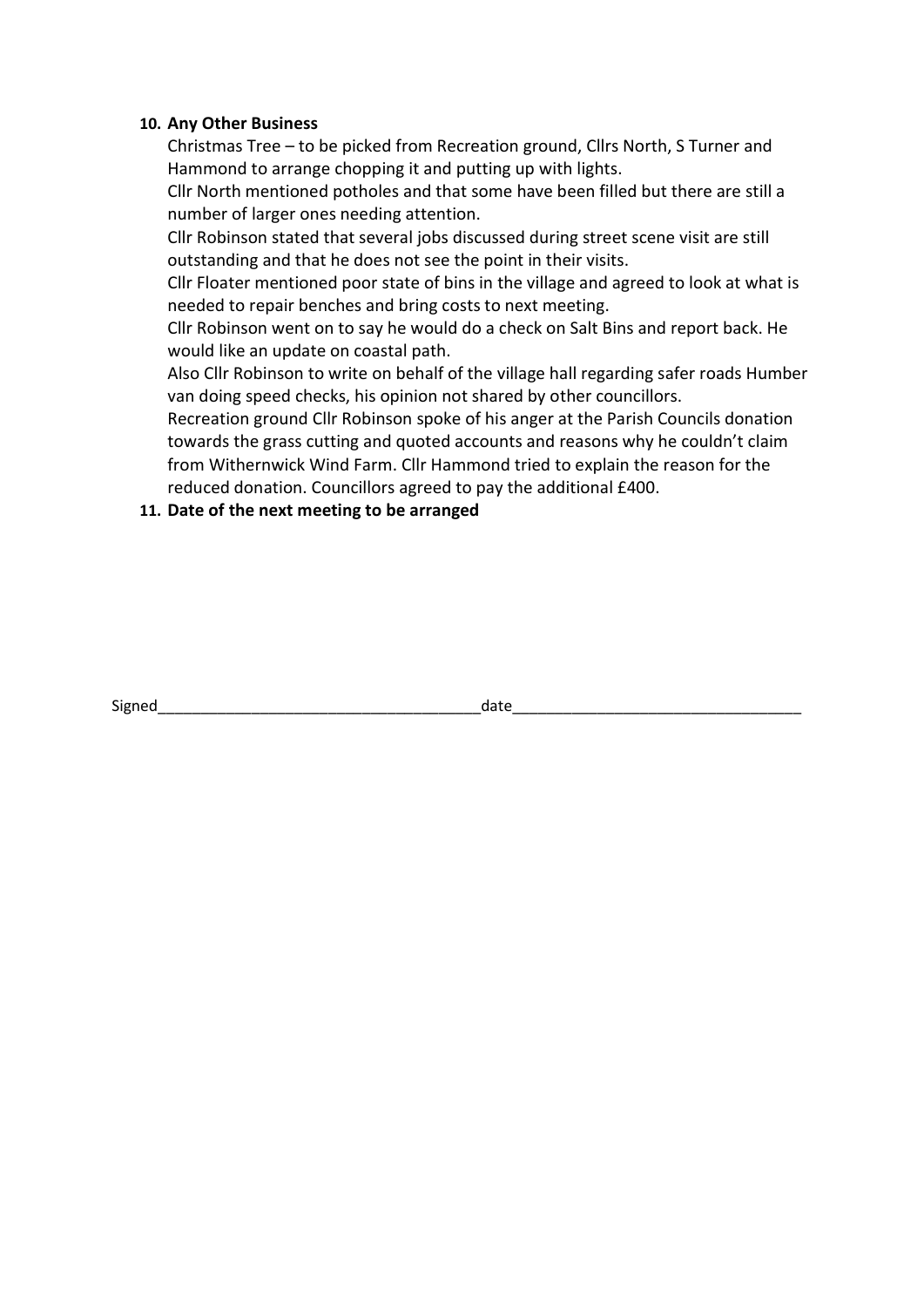10. **Any Other Business**

    Christmas Tree – to be picked from Recreation ground, Cllrs North, S Turner and Hammond to arrange chopping it and putting up with lights.

    Cllr North mentioned potholes and that some have been filled but there are still a number of larger ones needing attention.

    Cllr Robinson stated that several jobs discussed during street scene visit are still outstanding and that he does not see the point in their visits.

    Cllr Floater mentioned poor state of bins in the village and agreed to look at what is needed to repair benches and bring costs to next meeting.

    Cllr Robinson went on to say he would do a check on Salt Bins and report back. He would like an update on coastal path.

    Also Cllr Robinson to write on behalf of the village hall regarding safer roads Humber van doing speed checks, his opinion not shared by other councillors.

    Recreation ground Cllr Robinson spoke of his anger at the Parish Councils donation towards the grass cutting and quoted accounts and reasons why he couldn't claim from Withernwick Wind Farm. Cllr Hammond tried to explain the reason for the reduced donation. Councillors agreed to pay the additional £400.

11. **Date of the next meeting to be arranged**

Signed_____________________________________date_________________________________